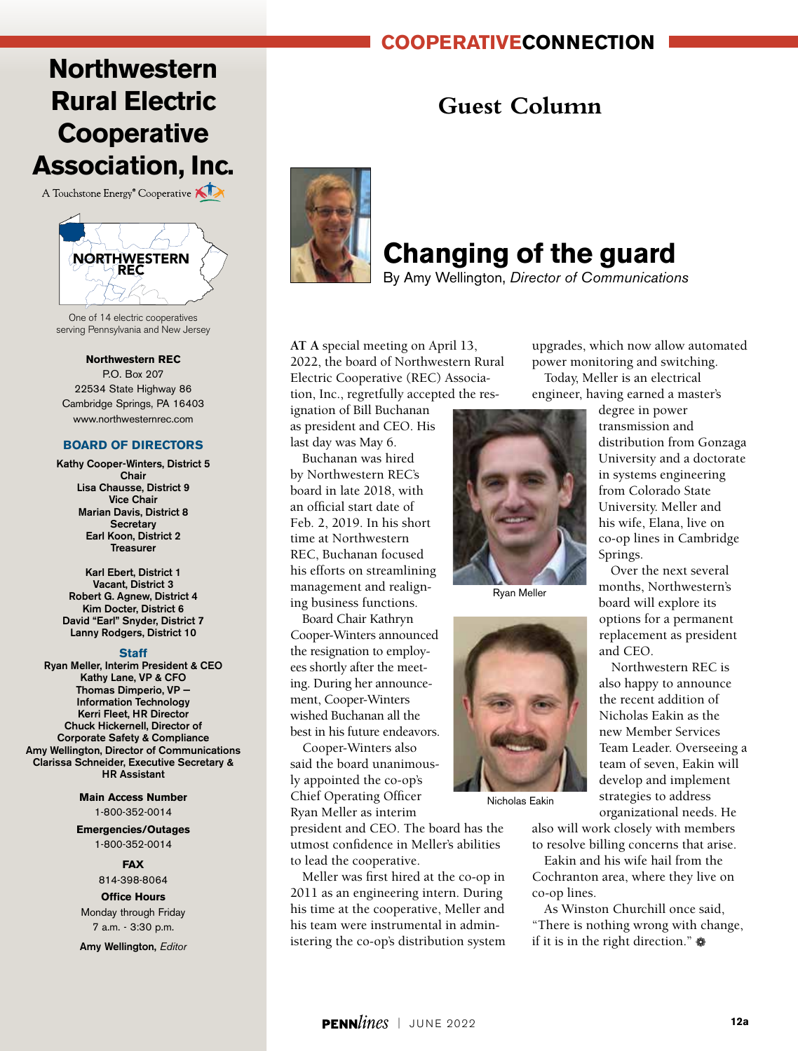# Northwestern Rural Electric Cooperative Association, Inc.

A Touchstone Energy® Cooperative

NORTHWESTERN REC

One of 14 electric cooperatives serving Pennsylvania and New Jersey

**Northwestern REC**
P.O. Box 207
22534 State Highway 86
Cambridge Springs, PA 16403
www.northwesternrec.com

**BOARD OF DIRECTORS**

**Kathy Cooper-Winters, District 5**
**Chair**
**Lisa Chausse, District 9**
**Vice Chair**
**Marian Davis, District 8**
**Secretary**
**Earl Koon, District 2**
**Treasurer**

**Karl Ebert, District 1**
**Vacant, District 3**
**Robert G. Agnew, District 4**
**Kim Docter, District 6**
**David "Earl" Snyder, District 7**
**Lanny Rodgers, District 10**

**Staff**

**Ryan Meller, Interim President & CEO**
**Kathy Lane, VP & CFO**
**Thomas Dimperio, VP – Information Technology**
**Kerri Fleet, HR Director**
**Chuck Hickernell, Director of Corporate Safety & Compliance**
**Amy Wellington, Director of Communications**
**Clarissa Schneider, Executive Secretary & HR Assistant**

**Main Access Number**
1-800-352-0014

**Emergencies/Outages**
1-800-352-0014

**FAX**
814-398-8064

**Office Hours**
Monday through Friday
7 a.m. - 3:30 p.m.

**Amy Wellington,** *Editor*

## Guest Column

# Changing of the guard

By Amy Wellington, *Director of Communications*

**AT A** special meeting on April 13, 2022, the board of Northwestern Rural Electric Cooperative (REC) Association, Inc., regretfully accepted the resignation of Bill Buchanan as president and CEO. His last day was May 6.

Buchanan was hired by Northwestern REC's board in late 2018, with an official start date of Feb. 2, 2019. In his short time at Northwestern REC, Buchanan focused his efforts on streamlining management and realigning business functions.

Board Chair Kathryn Cooper-Winters announced the resignation to employees shortly after the meeting. During her announcement, Cooper-Winters wished Buchanan all the best in his future endeavors.

Cooper-Winters also said the board unanimously appointed the co-op's Chief Operating Officer Ryan Meller as interim president and CEO. The board has the utmost confidence in Meller's abilities to lead the cooperative.

Meller was first hired at the co-op in 2011 as an engineering intern. During his time at the cooperative, Meller and his team were instrumental in administering the co-op's distribution system upgrades, which now allow automated power monitoring and switching.

Today, Meller is an electrical engineer, having earned a master's degree in power transmission and distribution from Gonzaga University and a doctorate in systems engineering from Colorado State University. Meller and his wife, Elana, live on co-op lines in Cambridge Springs.

Ryan Meller

Over the next several months, Northwestern's board will explore its options for a permanent replacement as president and CEO.

Northwestern REC is also happy to announce the recent addition of Nicholas Eakin as the new Member Services Team Leader. Overseeing a team of seven, Eakin will develop and implement strategies to address organizational needs. He also will work closely with members to resolve billing concerns that arise.

Nicholas Eakin

Eakin and his wife hail from the Cochranton area, where they live on co-op lines.

As Winston Churchill once said, "There is nothing wrong with change, if it is in the right direction."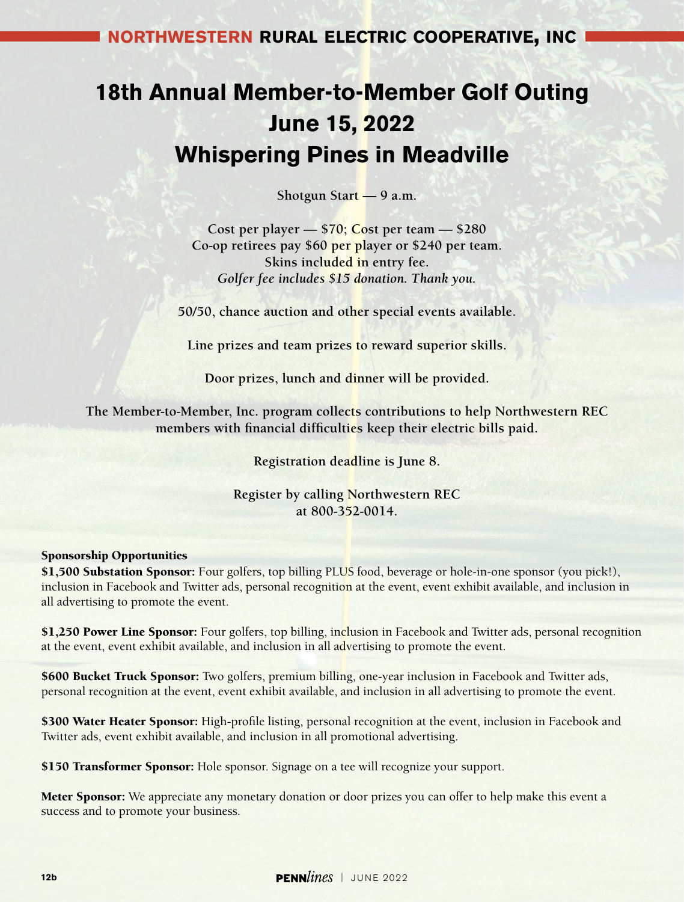## NORTHWESTERN RURAL ELECTRIC COOPERATIVE, INC

# 18th Annual Member-to-Member Golf Outing
# June 15, 2022
# Whispering Pines in Meadville

**Shotgun Start — 9 a.m.**

**Cost per player — $70; Cost per team — $280**
**Co-op retirees pay $60 per player or $240 per team.**
**Skins included in entry fee.**
***Golfer fee includes $15 donation. Thank you.***

**50/50, chance auction and other special events available.**

**Line prizes and team prizes to reward superior skills.**

**Door prizes, lunch and dinner will be provided.**

**The Member-to-Member, Inc. program collects contributions to help Northwestern REC members with financial difficulties keep their electric bills paid.**

**Registration deadline is June 8.**

**Register by calling Northwestern REC at 800-352-0014.**

**Sponsorship Opportunities**

**$1,500 Substation Sponsor:** Four golfers, top billing PLUS food, beverage or hole-in-one sponsor (you pick!), inclusion in Facebook and Twitter ads, personal recognition at the event, event exhibit available, and inclusion in all advertising to promote the event.

**$1,250 Power Line Sponsor:** Four golfers, top billing, inclusion in Facebook and Twitter ads, personal recognition at the event, event exhibit available, and inclusion in all advertising to promote the event.

**$600 Bucket Truck Sponsor:** Two golfers, premium billing, one-year inclusion in Facebook and Twitter ads, personal recognition at the event, event exhibit available, and inclusion in all advertising to promote the event.

**$300 Water Heater Sponsor:** High-profile listing, personal recognition at the event, inclusion in Facebook and Twitter ads, event exhibit available, and inclusion in all promotional advertising.

**$150 Transformer Sponsor:** Hole sponsor. Signage on a tee will recognize your support.

**Meter Sponsor:** We appreciate any monetary donation or door prizes you can offer to help make this event a success and to promote your business.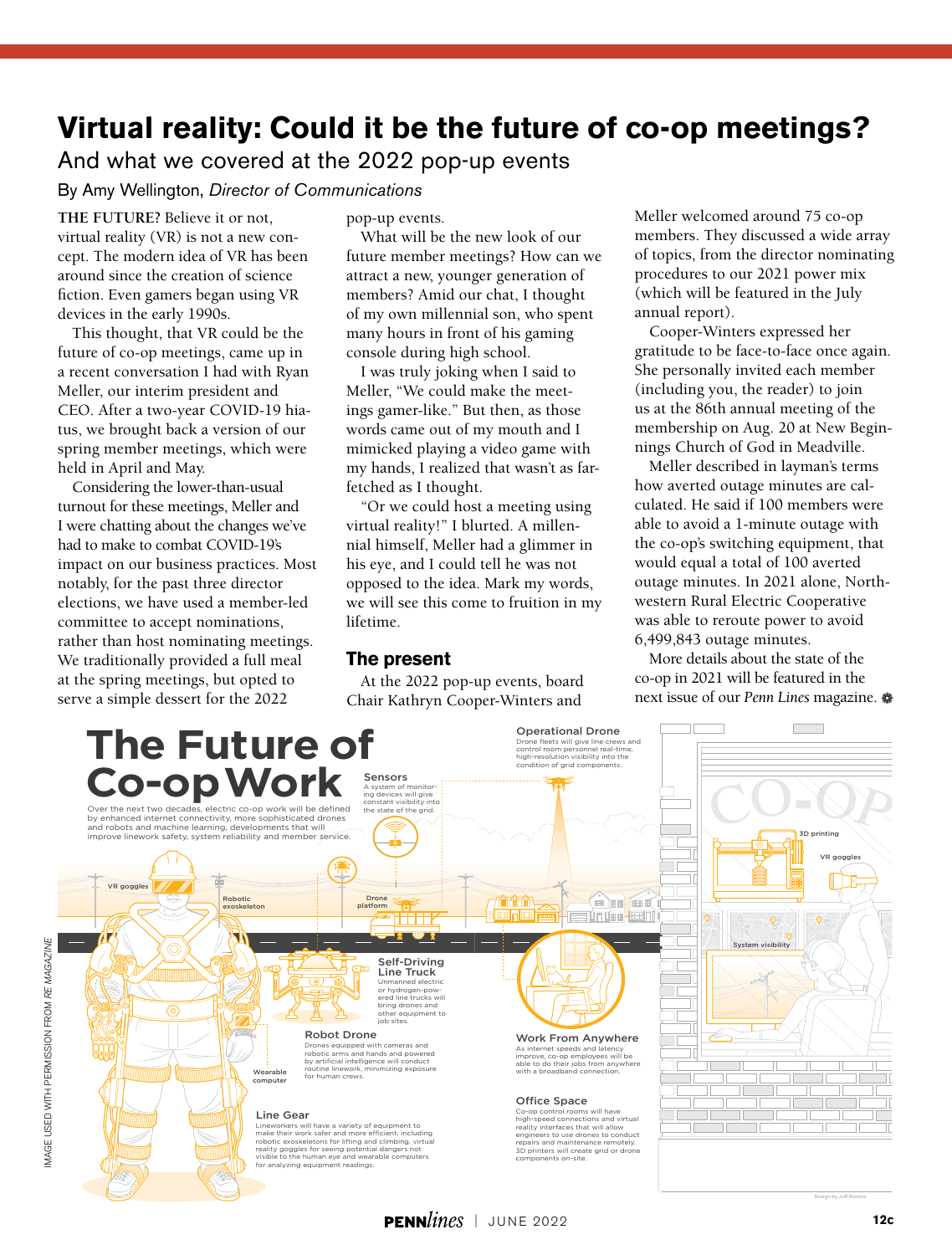# Virtual reality: Could it be the future of co-op meetings?

## And what we covered at the 2022 pop-up events

By Amy Wellington, *Director of Communications*

**THE FUTURE?** Believe it or not, virtual reality (VR) is not a new concept. The modern idea of VR has been around since the creation of science fiction. Even gamers began using VR devices in the early 1990s.

This thought, that VR could be the future of co-op meetings, came up in a recent conversation I had with Ryan Meller, our interim president and CEO. After a two-year COVID-19 hiatus, we brought back a version of our spring member meetings, which were held in April and May.

Considering the lower-than-usual turnout for these meetings, Meller and I were chatting about the changes we've had to make to combat COVID-19's impact on our business practices. Most notably, for the past three director elections, we have used a member-led committee to accept nominations, rather than host nominating meetings. We traditionally provided a full meal at the spring meetings, but opted to serve a simple dessert for the 2022 pop-up events.

What will be the new look of our future member meetings? How can we attract a new, younger generation of members? Amid our chat, I thought of my own millennial son, who spent many hours in front of his gaming console during high school.

I was truly joking when I said to Meller, "We could make the meetings gamer-like." But then, as those words came out of my mouth and I mimicked playing a video game with my hands, I realized that wasn't as far-fetched as I thought.

"Or we could host a meeting using virtual reality!" I blurted. A millennial himself, Meller had a glimmer in his eye, and I could tell he was not opposed to the idea. Mark my words, we will see this come to fruition in my lifetime.

### The present

At the 2022 pop-up events, board Chair Kathryn Cooper-Winters and Meller welcomed around 75 co-op members. They discussed a wide array of topics, from the director nominating procedures to our 2021 power mix (which will be featured in the July annual report).

Cooper-Winters expressed her gratitude to be face-to-face once again. She personally invited each member (including you, the reader) to join us at the 86th annual meeting of the membership on Aug. 20 at New Beginnings Church of God in Meadville.

Meller described in layman's terms how averted outage minutes are calculated. He said if 100 members were able to avoid a 1-minute outage with the co-op's switching equipment, that would equal a total of 100 averted outage minutes. In 2021 alone, Northwestern Rural Electric Cooperative was able to reroute power to avoid 6,499,843 outage minutes.

More details about the state of the co-op in 2021 will be featured in the next issue of our *Penn Lines* magazine.

## The Future of Co-op Work

Over the next two decades, electric co-op work will be defined by enhanced internet connectivity, more sophisticated drones and robots and machine learning, developments that will improve linework safety, system reliability and member service.

**Sensors**
A system of monitoring devices will give constant visibility into the state of the grid.

**Operational Drone**
Drone fleets will give line crews and control room personnel real-time, high-resolution visibility into the condition of grid components.

**Self-Driving Line Truck**
Unmanned electric or hydrogen-powered line trucks will bring drones and other equipment to job sites.

**Robot Drone**
Drones equipped with cameras and robotic arms and hands and powered by artificial intelligence will conduct routine linework, minimizing exposure for human crews.

**Line Gear**
Lineworkers will have a variety of equipment to make their work safer and more efficient, including robotic exoskeletons for lifting and climbing, virtual reality goggles for seeing potential dangers not visible to the human eye and wearable computers for analyzing equipment readings.

**Work From Anywhere**
As internet speeds and latency improve, co-op employees will be able to do their jobs from anywhere with a broadband connection.

**Office Space**
Co-op control rooms will have high-speed connections and virtual reality interfaces that will allow engineers to use drones to conduct repairs and maintenance remotely. 3D printers will create grid or drone components on-site.

VR goggles · Robotic exoskeleton · Drone platform · Wearable computer · 3D printing · VR goggles · System visibility

IMAGE USED WITH PERMISSION FROM *RE MAGAZINE*

Design by Jeff Dionise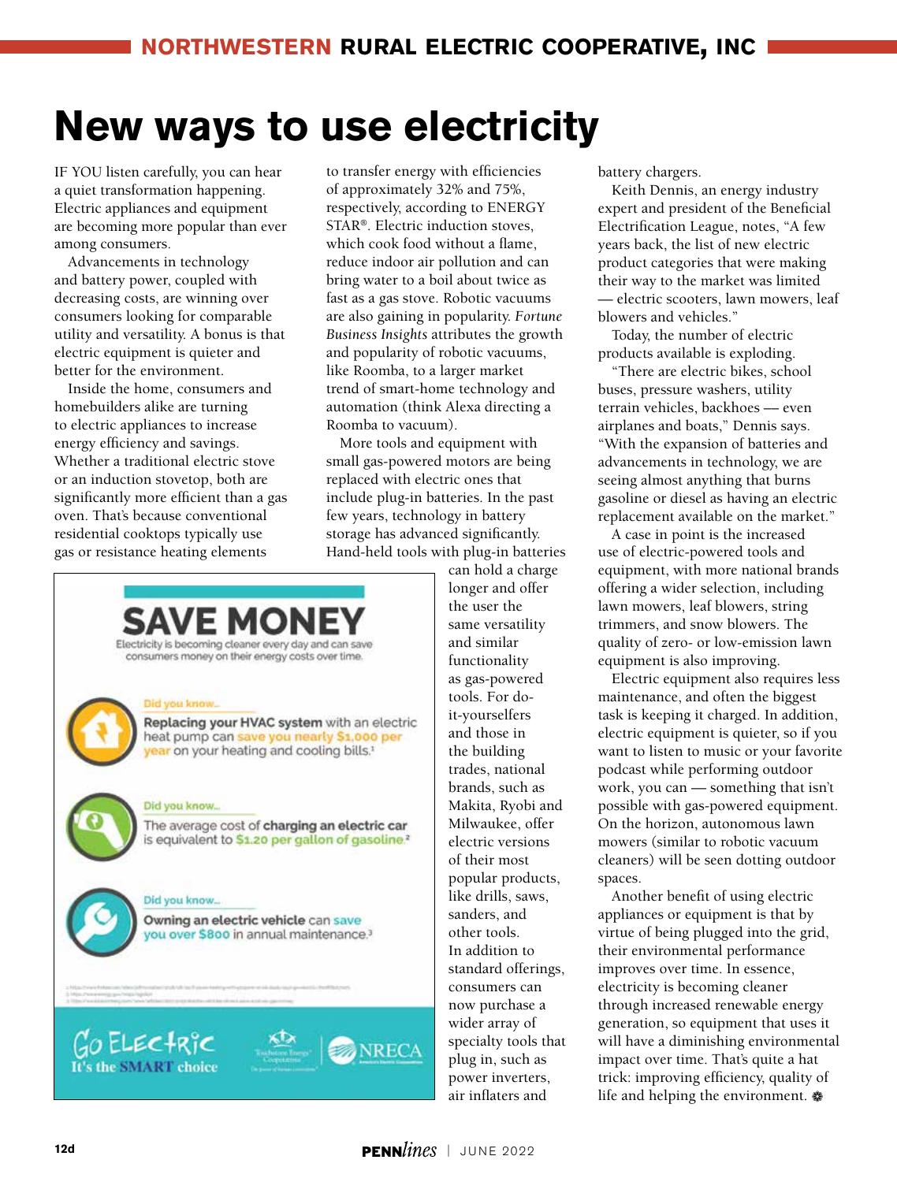# New ways to use electricity

IF YOU listen carefully, you can hear a quiet transformation happening. Electric appliances and equipment are becoming more popular than ever among consumers.

Advancements in technology and battery power, coupled with decreasing costs, are winning over consumers looking for comparable utility and versatility. A bonus is that electric equipment is quieter and better for the environment.

Inside the home, consumers and homebuilders alike are turning to electric appliances to increase energy efficiency and savings. Whether a traditional electric stove or an induction stovetop, both are significantly more efficient than a gas oven. That's because conventional residential cooktops typically use gas or resistance heating elements to transfer energy with efficiencies of approximately 32% and 75%, respectively, according to ENERGY STAR®. Electric induction stoves, which cook food without a flame, reduce indoor air pollution and can bring water to a boil about twice as fast as a gas stove. Robotic vacuums are also gaining in popularity. *Fortune Business Insights* attributes the growth and popularity of robotic vacuums, like Roomba, to a larger market trend of smart-home technology and automation (think Alexa directing a Roomba to vacuum).

More tools and equipment with small gas-powered motors are being replaced with electric ones that include plug-in batteries. In the past few years, technology in battery storage has advanced significantly. Hand-held tools with plug-in batteries can hold a charge longer and offer the user the same versatility and similar functionality as gas-powered tools. For do-it-yourselfers and those in the building trades, national brands, such as Makita, Ryobi and Milwaukee, offer electric versions of their most popular products, like drills, saws, sanders, and other tools. In addition to standard offerings, consumers can now purchase a wider array of specialty tools that plug in, such as power inverters, air inflaters and battery chargers.

Keith Dennis, an energy industry expert and president of the Beneficial Electrification League, notes, "A few years back, the list of new electric product categories that were making their way to the market was limited — electric scooters, lawn mowers, leaf blowers and vehicles."

Today, the number of electric products available is exploding.

"There are electric bikes, school buses, pressure washers, utility terrain vehicles, backhoes — even airplanes and boats," Dennis says. "With the expansion of batteries and advancements in technology, we are seeing almost anything that burns gasoline or diesel as having an electric replacement available on the market."

A case in point is the increased use of electric-powered tools and equipment, with more national brands offering a wider selection, including lawn mowers, leaf blowers, string trimmers, and snow blowers. The quality of zero- or low-emission lawn equipment is also improving.

Electric equipment also requires less maintenance, and often the biggest task is keeping it charged. In addition, electric equipment is quiet, so if you want to listen to music or your favorite podcast while performing outdoor work, you can — something that isn't possible with gas-powered equipment. On the horizon, autonomous lawn mowers (similar to robotic vacuum cleaners) will be seen dotting outdoor spaces.

Another benefit of using electric appliances or equipment is that by virtue of being plugged into the grid, their environmental performance improves over time. In essence, electricity is becoming cleaner through increased renewable energy generation, so equipment that uses it will have a diminishing environmental impact over time. That's quite a hat trick: improving efficiency, quality of life and helping the environment.

## SAVE MONEY

Electricity is becoming cleaner every day and can save consumers money on their energy costs over time.

Did you know...

**Replacing your HVAC system** with an electric heat pump can **save you nearly $1,000 per year** on your heating and cooling bills.[1]

Did you know...

The average cost of **charging an electric car** is equivalent to **$1.20 per gallon of gasoline**.[2]

Did you know...

**Owning an electric vehicle** can **save you over $800** in annual maintenance.[3]

Go Electric
It's the SMART choice

NRECA